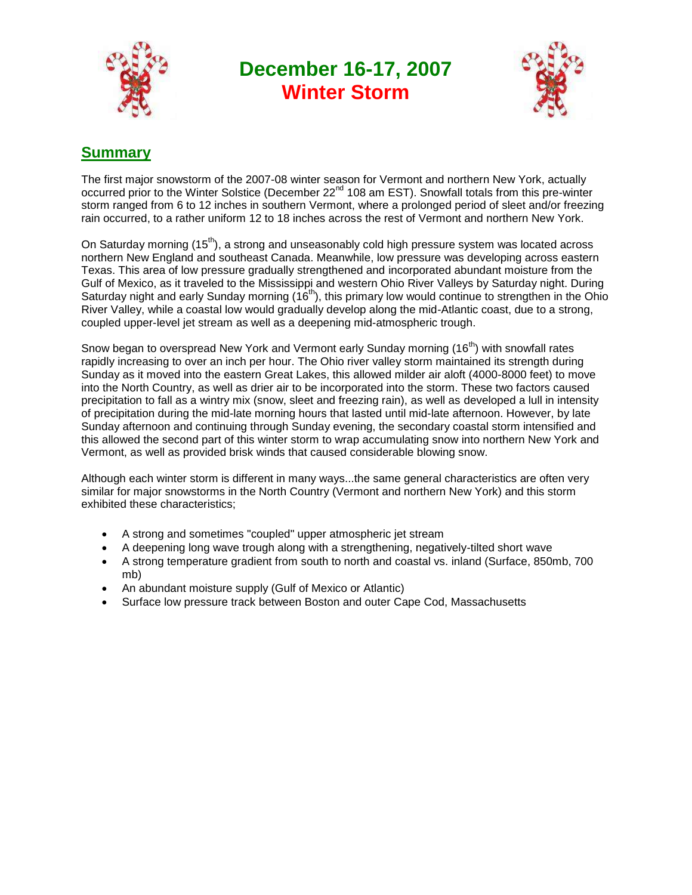# December 16-17, 2007
# Winter Storm

## Summary

The first major snowstorm of the 2007-08 winter season for Vermont and northern New York, actually occurred prior to the Winter Solstice (December 22nd 108 am EST). Snowfall totals from this pre-winter storm ranged from 6 to 12 inches in southern Vermont, where a prolonged period of sleet and/or freezing rain occurred, to a rather uniform 12 to 18 inches across the rest of Vermont and northern New York.

On Saturday morning (15th), a strong and unseasonably cold high pressure system was located across northern New England and southeast Canada. Meanwhile, low pressure was developing across eastern Texas. This area of low pressure gradually strengthened and incorporated abundant moisture from the Gulf of Mexico, as it traveled to the Mississippi and western Ohio River Valleys by Saturday night. During Saturday night and early Sunday morning (16th), this primary low would continue to strengthen in the Ohio River Valley, while a coastal low would gradually develop along the mid-Atlantic coast, due to a strong, coupled upper-level jet stream as well as a deepening mid-atmospheric trough.

Snow began to overspread New York and Vermont early Sunday morning (16th) with snowfall rates rapidly increasing to over an inch per hour. The Ohio river valley storm maintained its strength during Sunday as it moved into the eastern Great Lakes, this allowed milder air aloft (4000-8000 feet) to move into the North Country, as well as drier air to be incorporated into the storm. These two factors caused precipitation to fall as a wintry mix (snow, sleet and freezing rain), as well as developed a lull in intensity of precipitation during the mid-late morning hours that lasted until mid-late afternoon. However, by late Sunday afternoon and continuing through Sunday evening, the secondary coastal storm intensified and this allowed the second part of this winter storm to wrap accumulating snow into northern New York and Vermont, as well as provided brisk winds that caused considerable blowing snow.

Although each winter storm is different in many ways...the same general characteristics are often very similar for major snowstorms in the North Country (Vermont and northern New York) and this storm exhibited these characteristics;

- A strong and sometimes "coupled" upper atmospheric jet stream
- A deepening long wave trough along with a strengthening, negatively-tilted short wave
- A strong temperature gradient from south to north and coastal vs. inland (Surface, 850mb, 700 mb)
- An abundant moisture supply (Gulf of Mexico or Atlantic)
- Surface low pressure track between Boston and outer Cape Cod, Massachusetts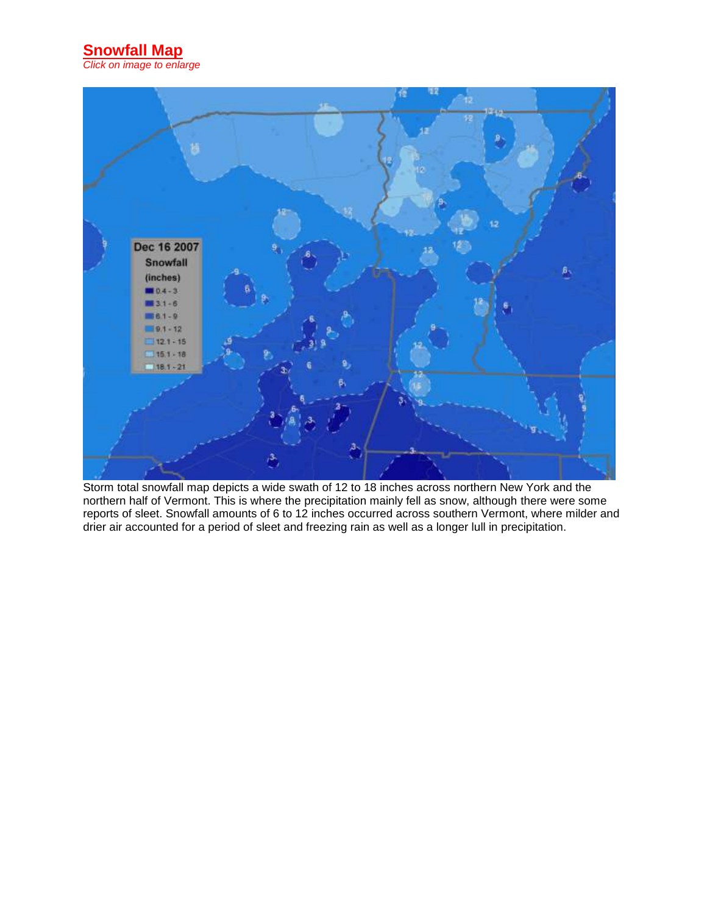## Snowfall Map

*Click on image to enlarge*

Storm total snowfall map depicts a wide swath of 12 to 18 inches across northern New York and the northern half of Vermont. This is where the precipitation mainly fell as snow, although there were some reports of sleet. Snowfall amounts of 6 to 12 inches occurred across southern Vermont, where milder and drier air accounted for a period of sleet and freezing rain as well as a longer lull in precipitation.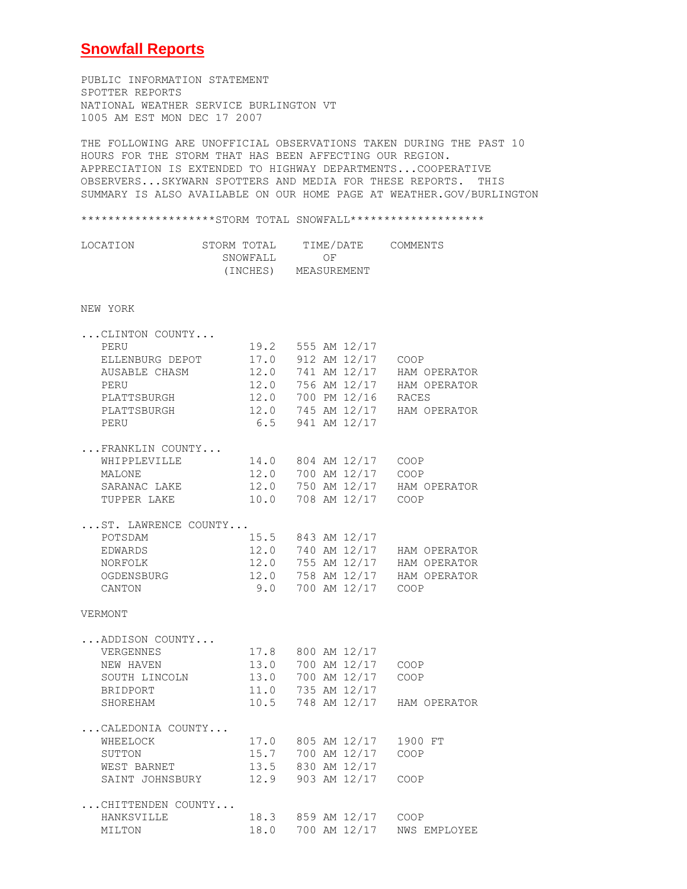# Snowfall Reports

PUBLIC INFORMATION STATEMENT
SPOTTER REPORTS
NATIONAL WEATHER SERVICE BURLINGTON VT
1005 AM EST MON DEC 17 2007

THE FOLLOWING ARE UNOFFICIAL OBSERVATIONS TAKEN DURING THE PAST 10 HOURS FOR THE STORM THAT HAS BEEN AFFECTING OUR REGION. APPRECIATION IS EXTENDED TO HIGHWAY DEPARTMENTS...COOPERATIVE OBSERVERS...SKYWARN SPOTTERS AND MEDIA FOR THESE REPORTS. THIS SUMMARY IS ALSO AVAILABLE ON OUR HOME PAGE AT WEATHER.GOV/BURLINGTON

********************STORM TOTAL SNOWFALL********************

| LOCATION | STORM TOTAL SNOWFALL (INCHES) | TIME/DATE OF MEASUREMENT | COMMENTS |
|---|---|---|---|
| **NEW YORK** | | | |
| ...CLINTON COUNTY... | | | |
| PERU | 19.2 | 555 AM 12/17 | |
| ELLENBURG DEPOT | 17.0 | 912 AM 12/17 | COOP |
| AUSABLE CHASM | 12.0 | 741 AM 12/17 | HAM OPERATOR |
| PERU | 12.0 | 756 AM 12/17 | HAM OPERATOR |
| PLATTSBURGH | 12.0 | 700 PM 12/16 | RACES |
| PLATTSBURGH | 12.0 | 745 AM 12/17 | HAM OPERATOR |
| PERU | 6.5 | 941 AM 12/17 | |
| ...FRANKLIN COUNTY... | | | |
| WHIPPLEVILLE | 14.0 | 804 AM 12/17 | COOP |
| MALONE | 12.0 | 700 AM 12/17 | COOP |
| SARANAC LAKE | 12.0 | 750 AM 12/17 | HAM OPERATOR |
| TUPPER LAKE | 10.0 | 708 AM 12/17 | COOP |
| ...ST. LAWRENCE COUNTY... | | | |
| POTSDAM | 15.5 | 843 AM 12/17 | |
| EDWARDS | 12.0 | 740 AM 12/17 | HAM OPERATOR |
| NORFOLK | 12.0 | 755 AM 12/17 | HAM OPERATOR |
| OGDENSBURG | 12.0 | 758 AM 12/17 | HAM OPERATOR |
| CANTON | 9.0 | 700 AM 12/17 | COOP |
| **VERMONT** | | | |
| ...ADDISON COUNTY... | | | |
| VERGENNES | 17.8 | 800 AM 12/17 | |
| NEW HAVEN | 13.0 | 700 AM 12/17 | COOP |
| SOUTH LINCOLN | 13.0 | 700 AM 12/17 | COOP |
| BRIDPORT | 11.0 | 735 AM 12/17 | |
| SHOREHAM | 10.5 | 748 AM 12/17 | HAM OPERATOR |
| ...CALEDONIA COUNTY... | | | |
| WHEELOCK | 17.0 | 805 AM 12/17 | 1900 FT |
| SUTTON | 15.7 | 700 AM 12/17 | COOP |
| WEST BARNET | 13.5 | 830 AM 12/17 | |
| SAINT JOHNSBURY | 12.9 | 903 AM 12/17 | COOP |
| ...CHITTENDEN COUNTY... | | | |
| HANKSVILLE | 18.3 | 859 AM 12/17 | COOP |
| MILTON | 18.0 | 700 AM 12/17 | NWS EMPLOYEE |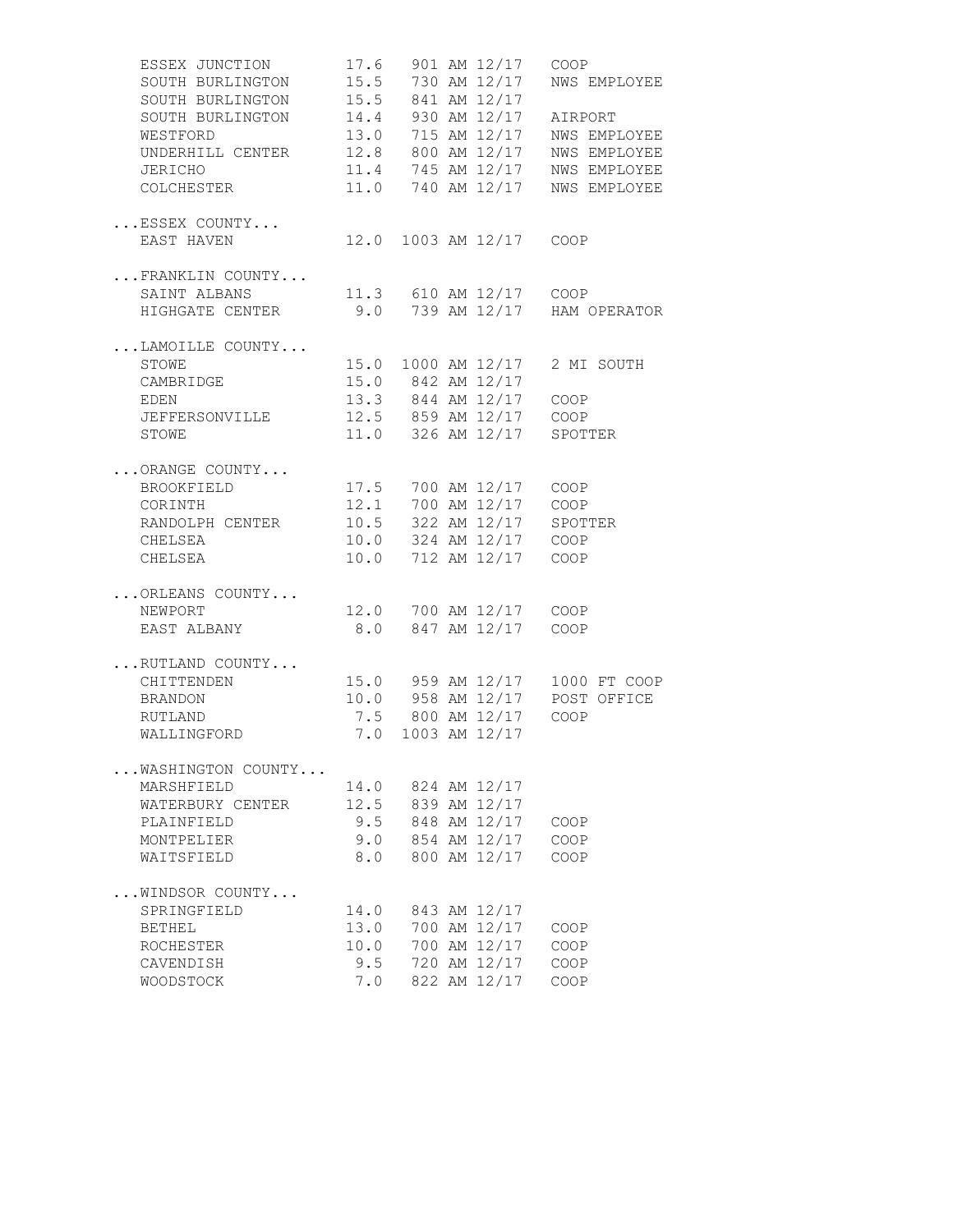```
   ESSEX JUNCTION        17.6   901 AM 12/17   COOP
   SOUTH BURLINGTON      15.5   730 AM 12/17   NWS EMPLOYEE
   SOUTH BURLINGTON      15.5   841 AM 12/17
   SOUTH BURLINGTON      14.4   930 AM 12/17   AIRPORT
   WESTFORD              13.0   715 AM 12/17   NWS EMPLOYEE
   UNDERHILL CENTER      12.8   800 AM 12/17   NWS EMPLOYEE
   JERICHO               11.4   745 AM 12/17   NWS EMPLOYEE
   COLCHESTER            11.0   740 AM 12/17   NWS EMPLOYEE

...ESSEX COUNTY...
   EAST HAVEN            12.0  1003 AM 12/17   COOP

...FRANKLIN COUNTY...
   SAINT ALBANS          11.3   610 AM 12/17   COOP
   HIGHGATE CENTER        9.0   739 AM 12/17   HAM OPERATOR

...LAMOILLE COUNTY...
   STOWE                 15.0  1000 AM 12/17   2 MI SOUTH
   CAMBRIDGE             15.0   842 AM 12/17
   EDEN                  13.3   844 AM 12/17   COOP
   JEFFERSONVILLE        12.5   859 AM 12/17   COOP
   STOWE                 11.0   326 AM 12/17   SPOTTER

...ORANGE COUNTY...
   BROOKFIELD            17.5   700 AM 12/17   COOP
   CORINTH               12.1   700 AM 12/17   COOP
   RANDOLPH CENTER       10.5   322 AM 12/17   SPOTTER
   CHELSEA               10.0   324 AM 12/17   COOP
   CHELSEA               10.0   712 AM 12/17   COOP

...ORLEANS COUNTY...
   NEWPORT               12.0   700 AM 12/17   COOP
   EAST ALBANY            8.0   847 AM 12/17   COOP

...RUTLAND COUNTY...
   CHITTENDEN            15.0   959 AM 12/17   1000 FT COOP
   BRANDON               10.0   958 AM 12/17   POST OFFICE
   RUTLAND                7.5   800 AM 12/17   COOP
   WALLINGFORD            7.0  1003 AM 12/17

...WASHINGTON COUNTY...
   MARSHFIELD            14.0   824 AM 12/17
   WATERBURY CENTER      12.5   839 AM 12/17
   PLAINFIELD             9.5   848 AM 12/17   COOP
   MONTPELIER             9.0   854 AM 12/17   COOP
   WAITSFIELD             8.0   800 AM 12/17   COOP

...WINDSOR COUNTY...
   SPRINGFIELD           14.0   843 AM 12/17
   BETHEL                13.0   700 AM 12/17   COOP
   ROCHESTER             10.0   700 AM 12/17   COOP
   CAVENDISH              9.5   720 AM 12/17   COOP
   WOODSTOCK              7.0   822 AM 12/17   COOP
```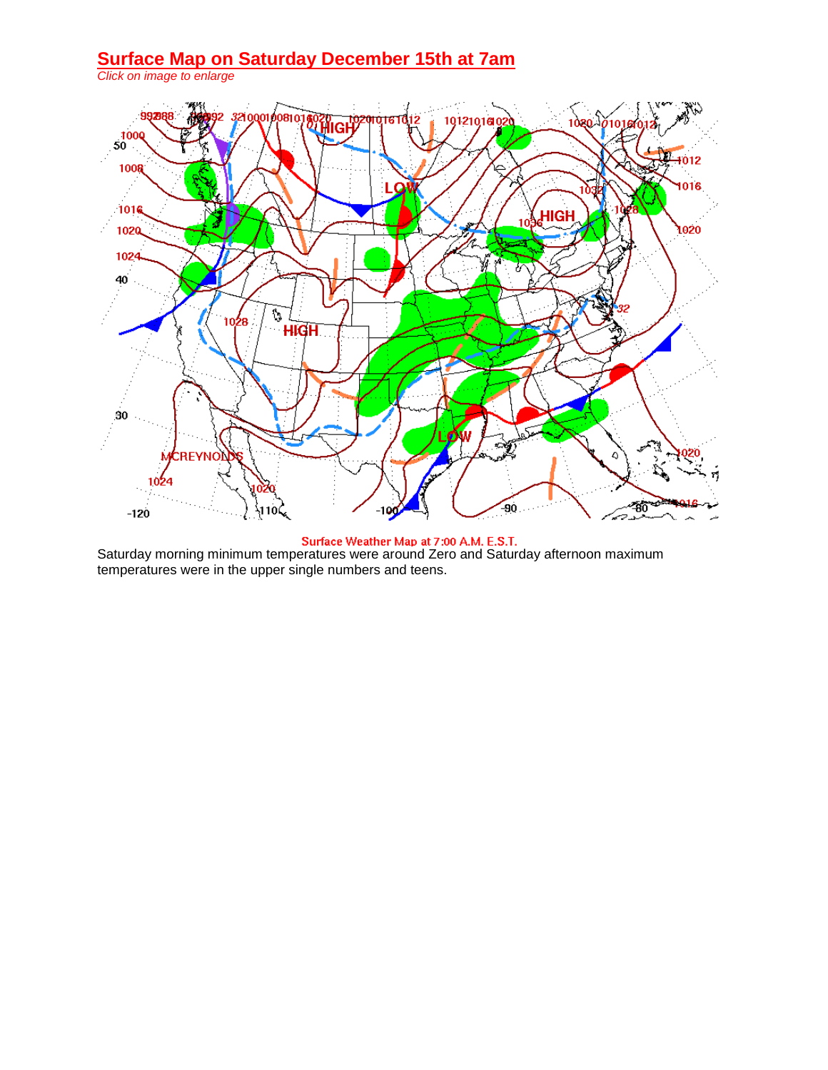## Surface Map on Saturday December 15th at 7am

*Click on image to enlarge*

Surface Weather Map at 7:00 A.M. E.S.T.

Saturday morning minimum temperatures were around Zero and Saturday afternoon maximum temperatures were in the upper single numbers and teens.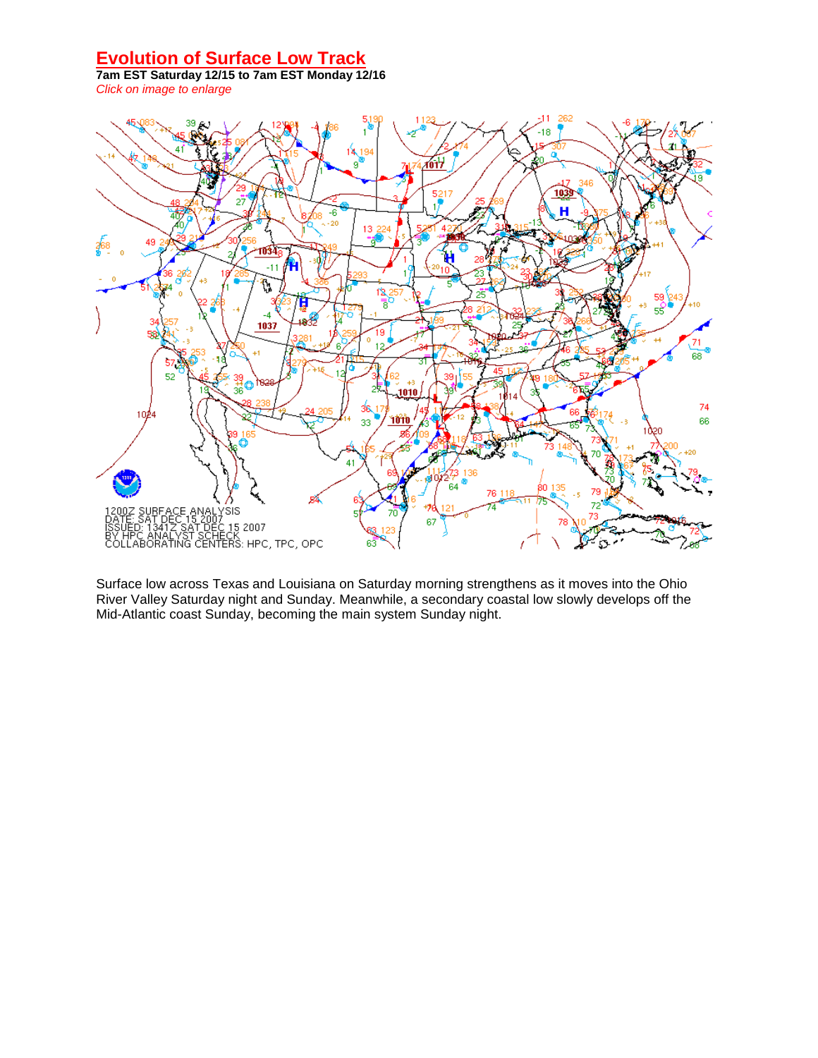# Evolution of Surface Low Track

**7am EST Saturday 12/15 to 7am EST Monday 12/16**

*Click on image to enlarge*

Surface low across Texas and Louisiana on Saturday morning strengthens as it moves into the Ohio River Valley Saturday night and Sunday. Meanwhile, a secondary coastal low slowly develops off the Mid-Atlantic coast Sunday, becoming the main system Sunday night.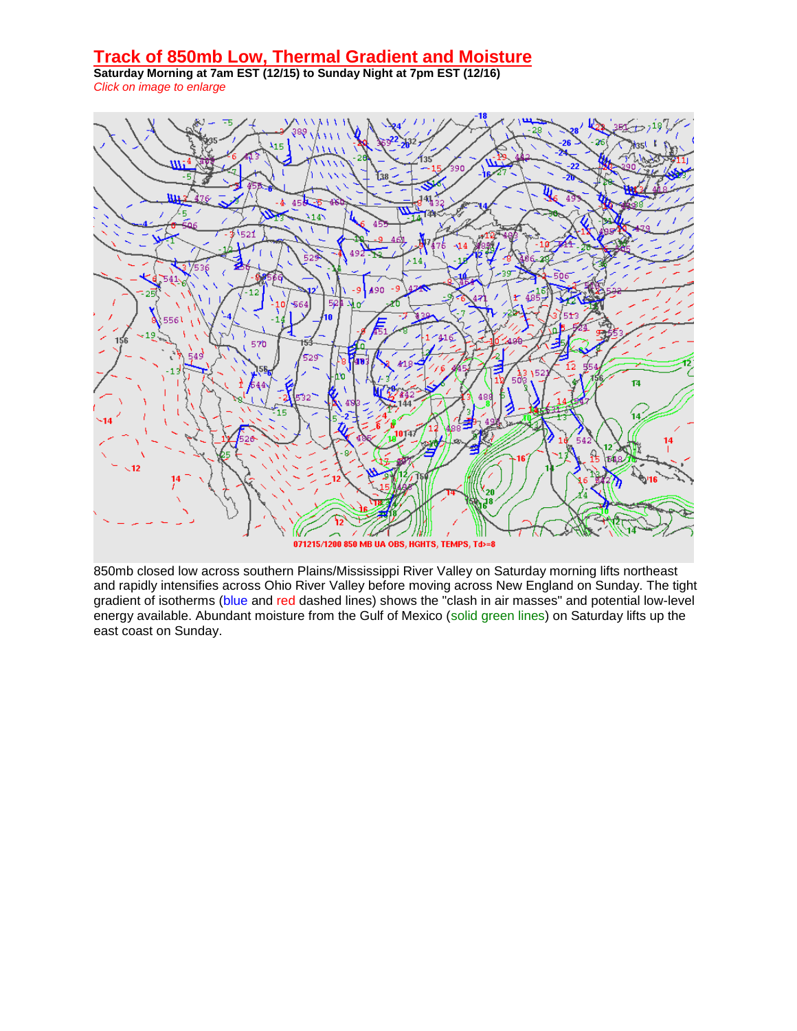## Track of 850mb Low, Thermal Gradient and Moisture

**Saturday Morning at 7am EST (12/15) to Sunday Night at 7pm EST (12/16)**

*Click on image to enlarge*

850mb closed low across southern Plains/Mississippi River Valley on Saturday morning lifts northeast and rapidly intensifies across Ohio River Valley before moving across New England on Sunday. The tight gradient of isotherms (blue and red dashed lines) shows the "clash in air masses" and potential low-level energy available. Abundant moisture from the Gulf of Mexico (solid green lines) on Saturday lifts up the east coast on Sunday.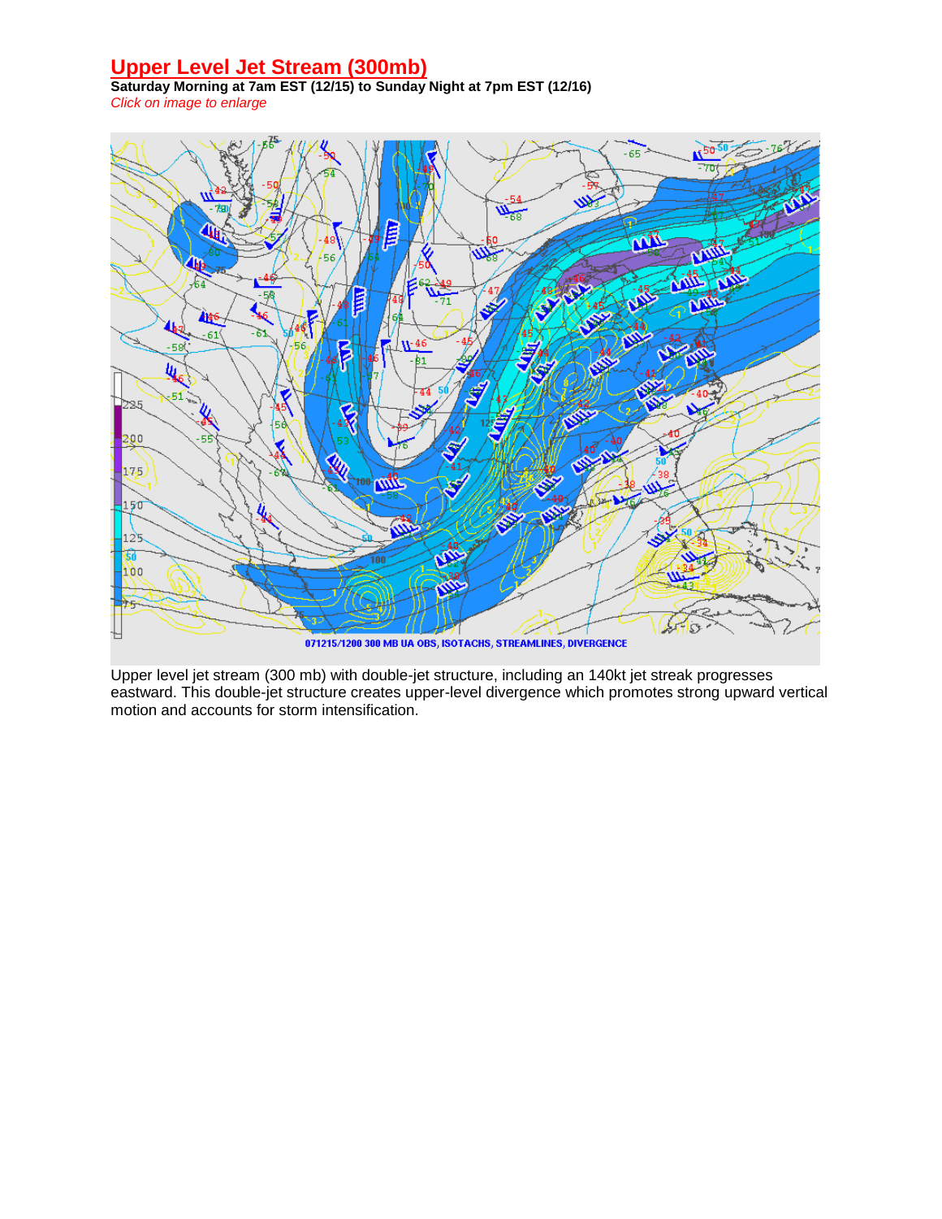# Upper Level Jet Stream (300mb)

**Saturday Morning at 7am EST (12/15) to Sunday Night at 7pm EST (12/16)**

*Click on image to enlarge*

Upper level jet stream (300 mb) with double-jet structure, including an 140kt jet streak progresses eastward. This double-jet structure creates upper-level divergence which promotes strong upward vertical motion and accounts for storm intensification.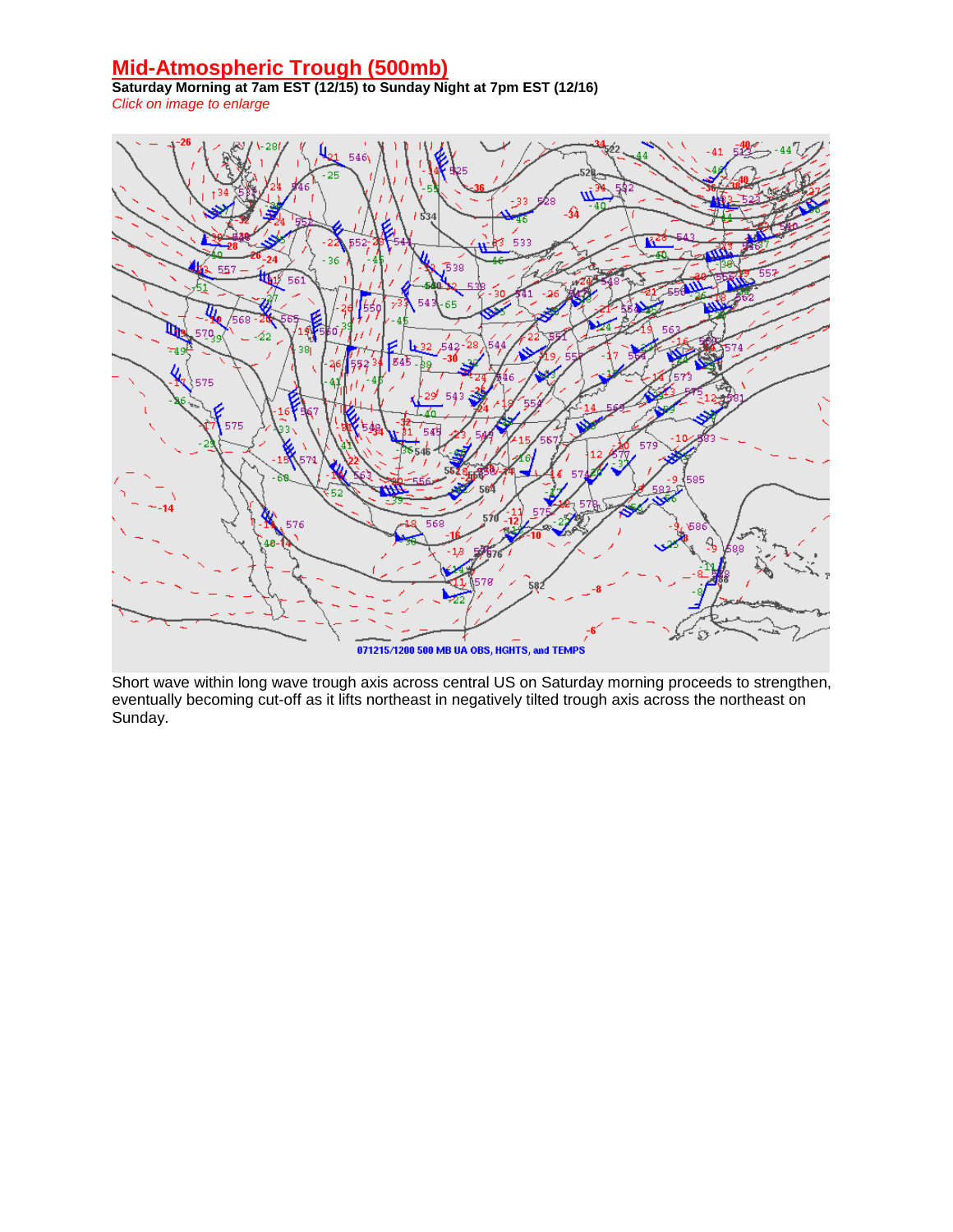## Mid-Atmospheric Trough (500mb)

**Saturday Morning at 7am EST (12/15) to Sunday Night at 7pm EST (12/16)**

*Click on image to enlarge*

Short wave within long wave trough axis across central US on Saturday morning proceeds to strengthen, eventually becoming cut-off as it lifts northeast in negatively tilted trough axis across the northeast on Sunday.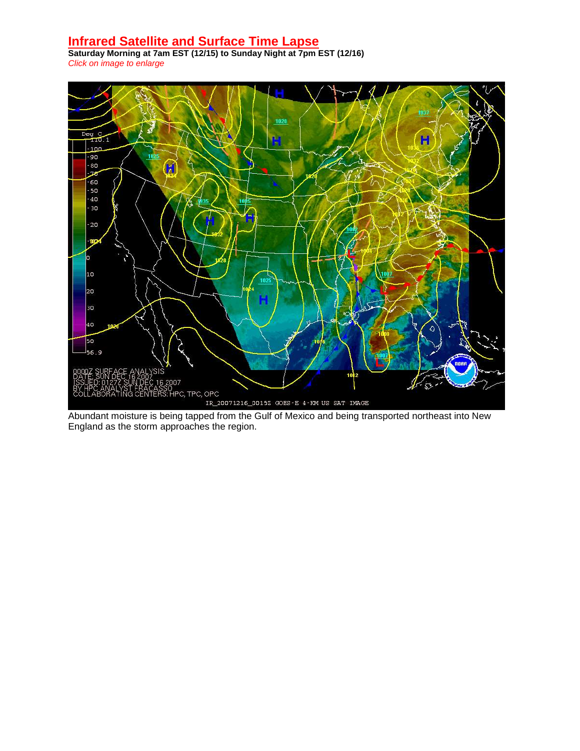## Infrared Satellite and Surface Time Lapse

**Saturday Morning at 7am EST (12/15) to Sunday Night at 7pm EST (12/16)**

*Click on image to enlarge*

Abundant moisture is being tapped from the Gulf of Mexico and being transported northeast into New England as the storm approaches the region.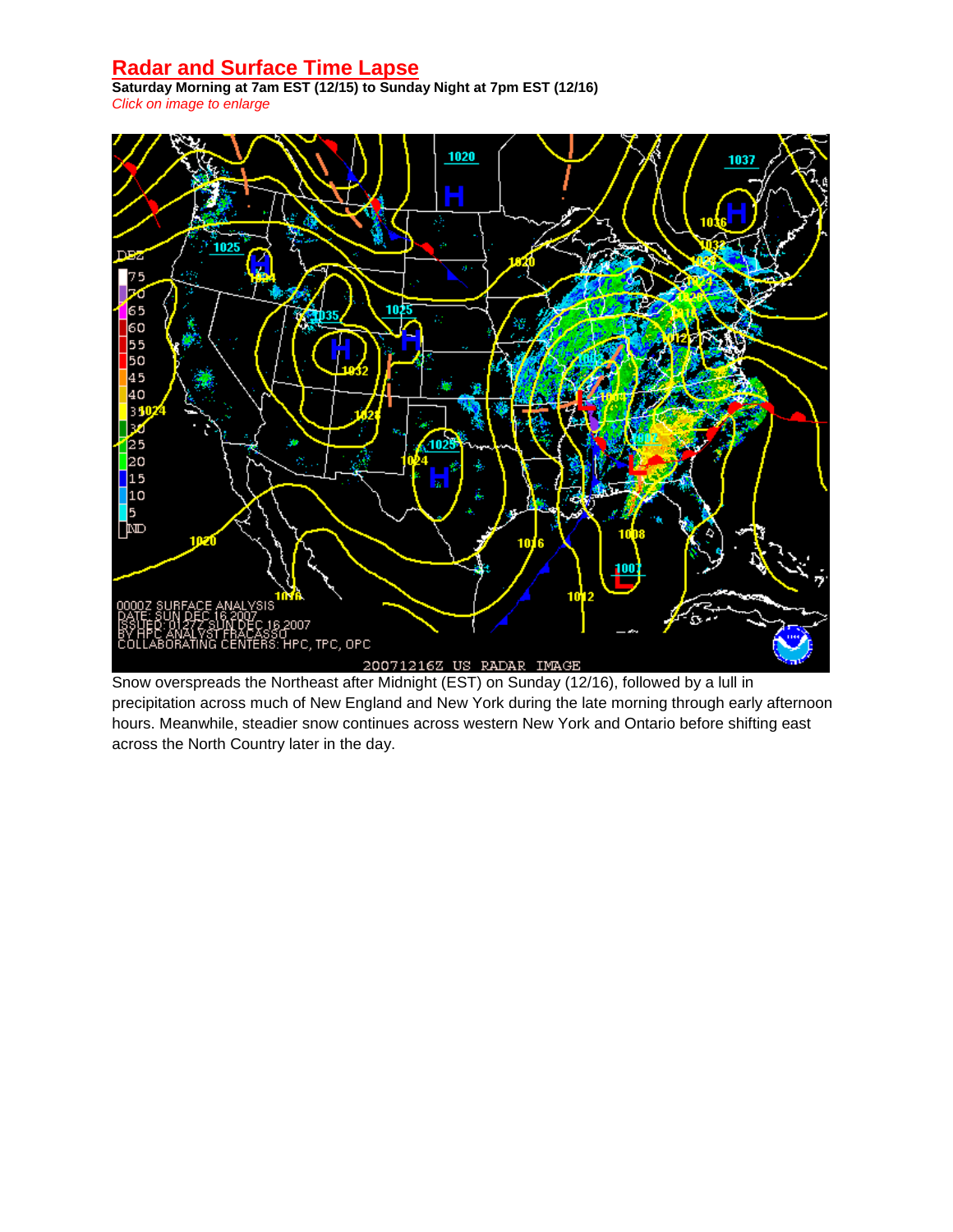## Radar and Surface Time Lapse

**Saturday Morning at 7am EST (12/15) to Sunday Night at 7pm EST (12/16)**

*Click on image to enlarge*

Snow overspreads the Northeast after Midnight (EST) on Sunday (12/16), followed by a lull in precipitation across much of New England and New York during the late morning through early afternoon hours. Meanwhile, steadier snow continues across western New York and Ontario before shifting east across the North Country later in the day.